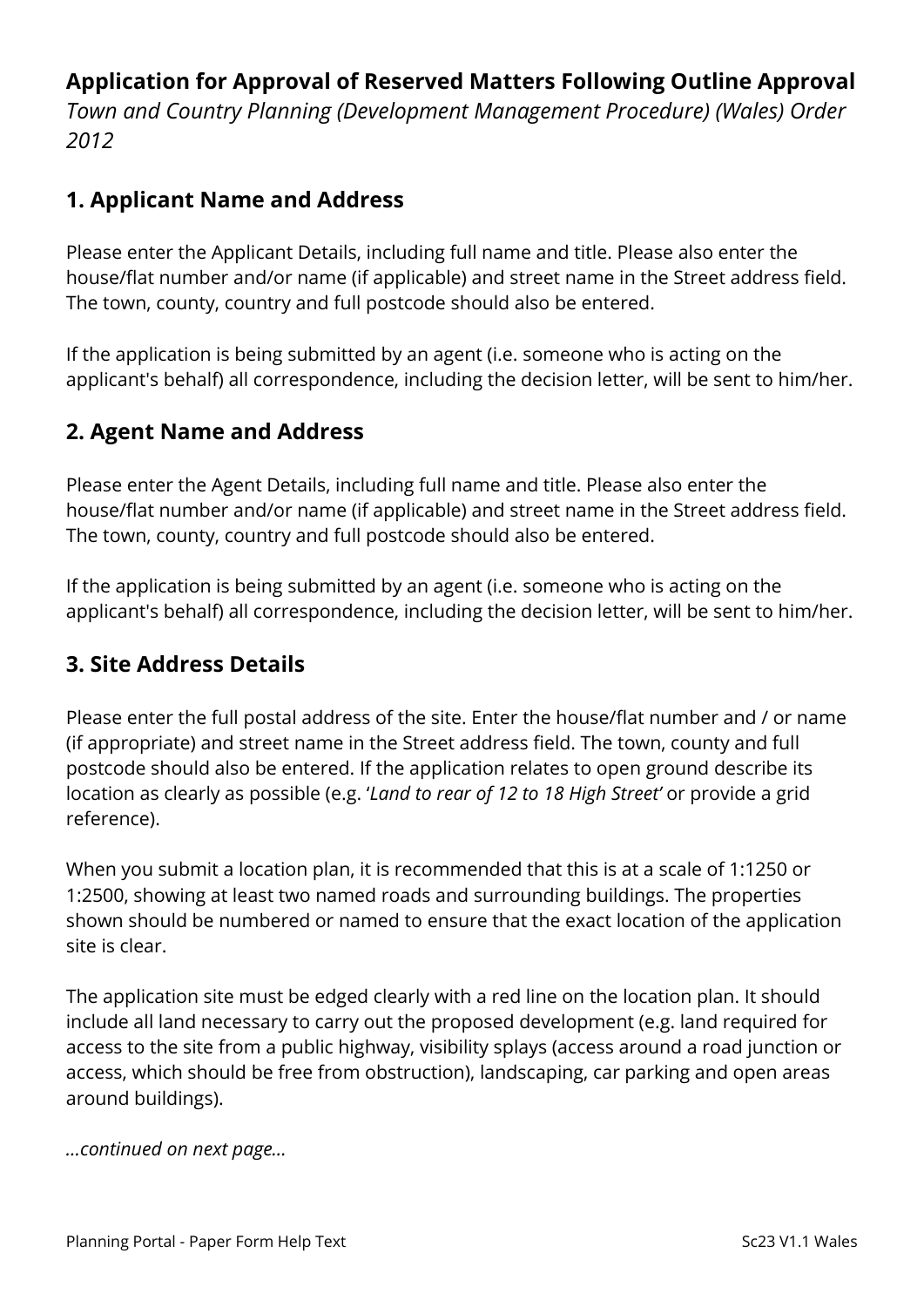# Application for Approval of Reserved Matters Following Outline Approval

*Town and Country Planning (Development Management Procedure) (Wales) Order 2012*

## 1. Applicant Name and Address

Please enter the Applicant Details, including full name and title. Please also enter the house/flat number and/or name (if applicable) and street name in the Street address field. The town, county, country and full postcode should also be entered.

If the application is being submitted by an agent (i.e. someone who is acting on the applicant's behalf) all correspondence, including the decision letter, will be sent to him/her.

## 2. Agent Name and Address

Please enter the Agent Details, including full name and title. Please also enter the house/flat number and/or name (if applicable) and street name in the Street address field. The town, county, country and full postcode should also be entered.

If the application is being submitted by an agent (i.e. someone who is acting on the applicant's behalf) all correspondence, including the decision letter, will be sent to him/her.

## 3. Site Address Details

Please enter the full postal address of the site. Enter the house/flat number and / or name (if appropriate) and street name in the Street address field. The town, county and full postcode should also be entered. If the application relates to open ground describe its location as clearly as possible (e.g. '*Land to rear of 12 to 18 High Street*' or provide a grid reference).

When you submit a location plan, it is recommended that this is at a scale of 1:1250 or 1:2500, showing at least two named roads and surrounding buildings. The properties shown should be numbered or named to ensure that the exact location of the application site is clear.

The application site must be edged clearly with a red line on the location plan. It should include all land necessary to carry out the proposed development (e.g. land required for access to the site from a public highway, visibility splays (access around a road junction or access, which should be free from obstruction), landscaping, car parking and open areas around buildings).

*...continued on next page...*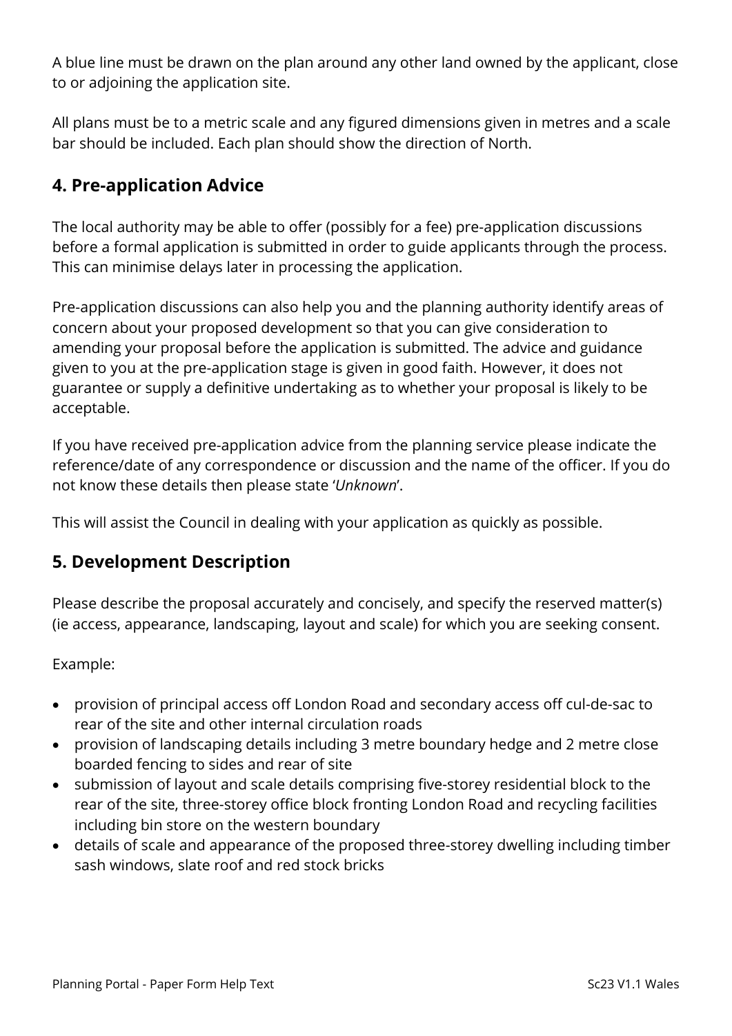A blue line must be drawn on the plan around any other land owned by the applicant, close to or adjoining the application site.

All plans must be to a metric scale and any figured dimensions given in metres and a scale bar should be included. Each plan should show the direction of North.

## 4. Pre-application Advice

The local authority may be able to offer (possibly for a fee) pre-application discussions before a formal application is submitted in order to guide applicants through the process. This can minimise delays later in processing the application.

Pre-application discussions can also help you and the planning authority identify areas of concern about your proposed development so that you can give consideration to amending your proposal before the application is submitted. The advice and guidance given to you at the pre-application stage is given in good faith. However, it does not guarantee or supply a definitive undertaking as to whether your proposal is likely to be acceptable.

If you have received pre-application advice from the planning service please indicate the reference/date of any correspondence or discussion and the name of the officer. If you do not know these details then please state '*Unknown*'.

This will assist the Council in dealing with your application as quickly as possible.

## 5. Development Description

Please describe the proposal accurately and concisely, and specify the reserved matter(s) (ie access, appearance, landscaping, layout and scale) for which you are seeking consent.

Example:

- provision of principal access off London Road and secondary access off cul-de-sac to rear of the site and other internal circulation roads
- provision of landscaping details including 3 metre boundary hedge and 2 metre close boarded fencing to sides and rear of site
- submission of layout and scale details comprising five-storey residential block to the rear of the site, three-storey office block fronting London Road and recycling facilities including bin store on the western boundary
- details of scale and appearance of the proposed three-storey dwelling including timber sash windows, slate roof and red stock bricks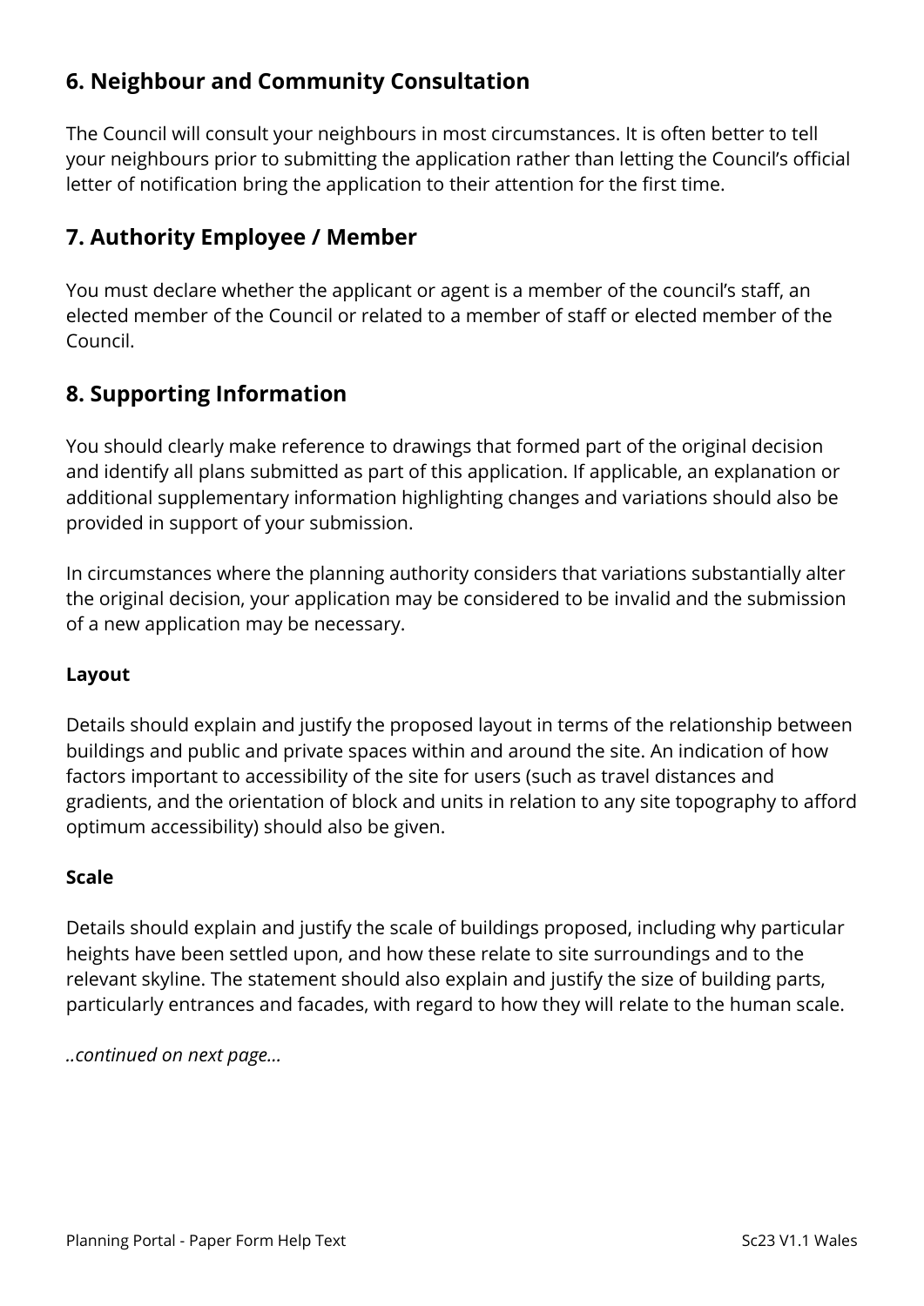## 6. Neighbour and Community Consultation

The Council will consult your neighbours in most circumstances. It is often better to tell your neighbours prior to submitting the application rather than letting the Council's official letter of notification bring the application to their attention for the first time.

## 7. Authority Employee / Member

You must declare whether the applicant or agent is a member of the council's staff, an elected member of the Council or related to a member of staff or elected member of the Council.

## 8. Supporting Information

You should clearly make reference to drawings that formed part of the original decision and identify all plans submitted as part of this application. If applicable, an explanation or additional supplementary information highlighting changes and variations should also be provided in support of your submission.

In circumstances where the planning authority considers that variations substantially alter the original decision, your application may be considered to be invalid and the submission of a new application may be necessary.

**Layout**

Details should explain and justify the proposed layout in terms of the relationship between buildings and public and private spaces within and around the site. An indication of how factors important to accessibility of the site for users (such as travel distances and gradients, and the orientation of block and units in relation to any site topography to afford optimum accessibility) should also be given.

**Scale**

Details should explain and justify the scale of buildings proposed, including why particular heights have been settled upon, and how these relate to site surroundings and to the relevant skyline. The statement should also explain and justify the size of building parts, particularly entrances and facades, with regard to how they will relate to the human scale.

*..continued on next page...*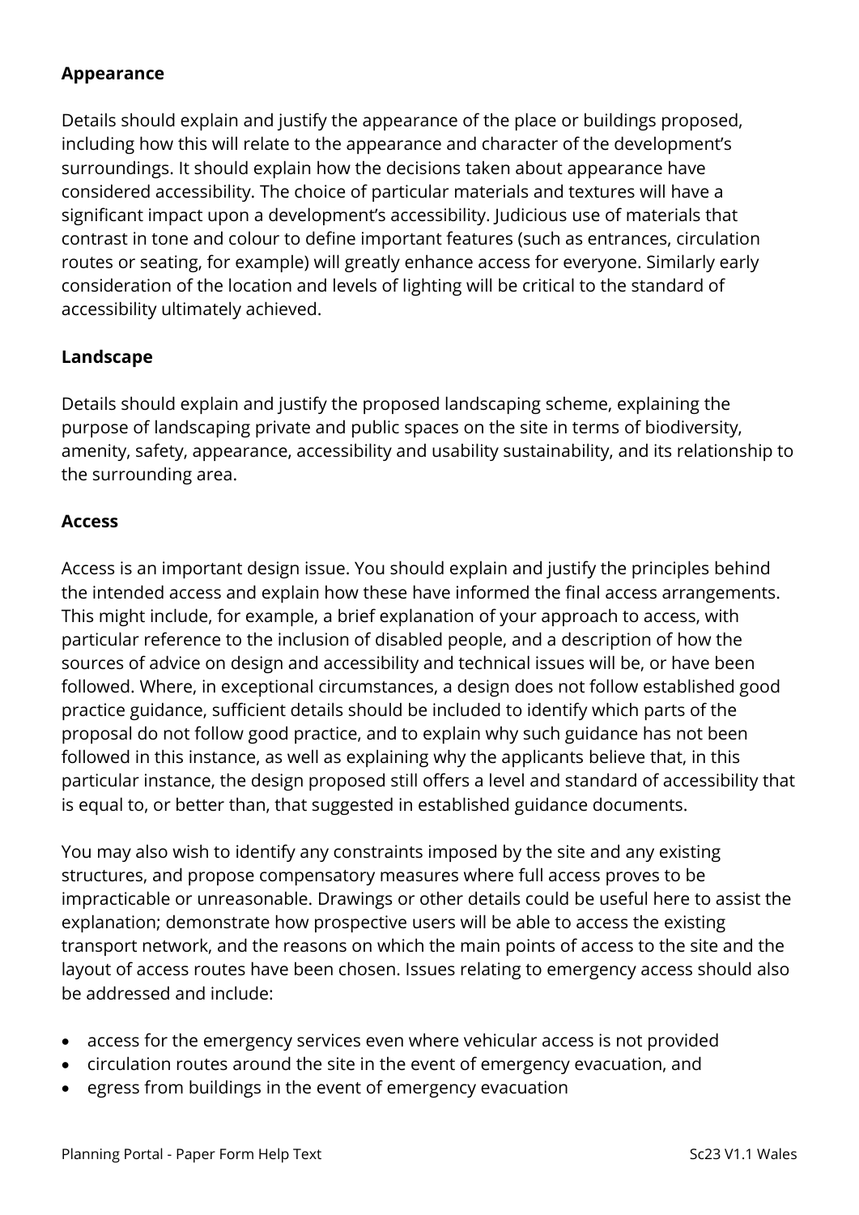**Appearance**

Details should explain and justify the appearance of the place or buildings proposed, including how this will relate to the appearance and character of the development's surroundings. It should explain how the decisions taken about appearance have considered accessibility. The choice of particular materials and textures will have a significant impact upon a development's accessibility. Judicious use of materials that contrast in tone and colour to define important features (such as entrances, circulation routes or seating, for example) will greatly enhance access for everyone. Similarly early consideration of the location and levels of lighting will be critical to the standard of accessibility ultimately achieved.

**Landscape**

Details should explain and justify the proposed landscaping scheme, explaining the purpose of landscaping private and public spaces on the site in terms of biodiversity, amenity, safety, appearance, accessibility and usability sustainability, and its relationship to the surrounding area.

**Access**

Access is an important design issue. You should explain and justify the principles behind the intended access and explain how these have informed the final access arrangements. This might include, for example, a brief explanation of your approach to access, with particular reference to the inclusion of disabled people, and a description of how the sources of advice on design and accessibility and technical issues will be, or have been followed. Where, in exceptional circumstances, a design does not follow established good practice guidance, sufficient details should be included to identify which parts of the proposal do not follow good practice, and to explain why such guidance has not been followed in this instance, as well as explaining why the applicants believe that, in this particular instance, the design proposed still offers a level and standard of accessibility that is equal to, or better than, that suggested in established guidance documents.

You may also wish to identify any constraints imposed by the site and any existing structures, and propose compensatory measures where full access proves to be impracticable or unreasonable. Drawings or other details could be useful here to assist the explanation; demonstrate how prospective users will be able to access the existing transport network, and the reasons on which the main points of access to the site and the layout of access routes have been chosen. Issues relating to emergency access should also be addressed and include:

- access for the emergency services even where vehicular access is not provided
- circulation routes around the site in the event of emergency evacuation, and
- egress from buildings in the event of emergency evacuation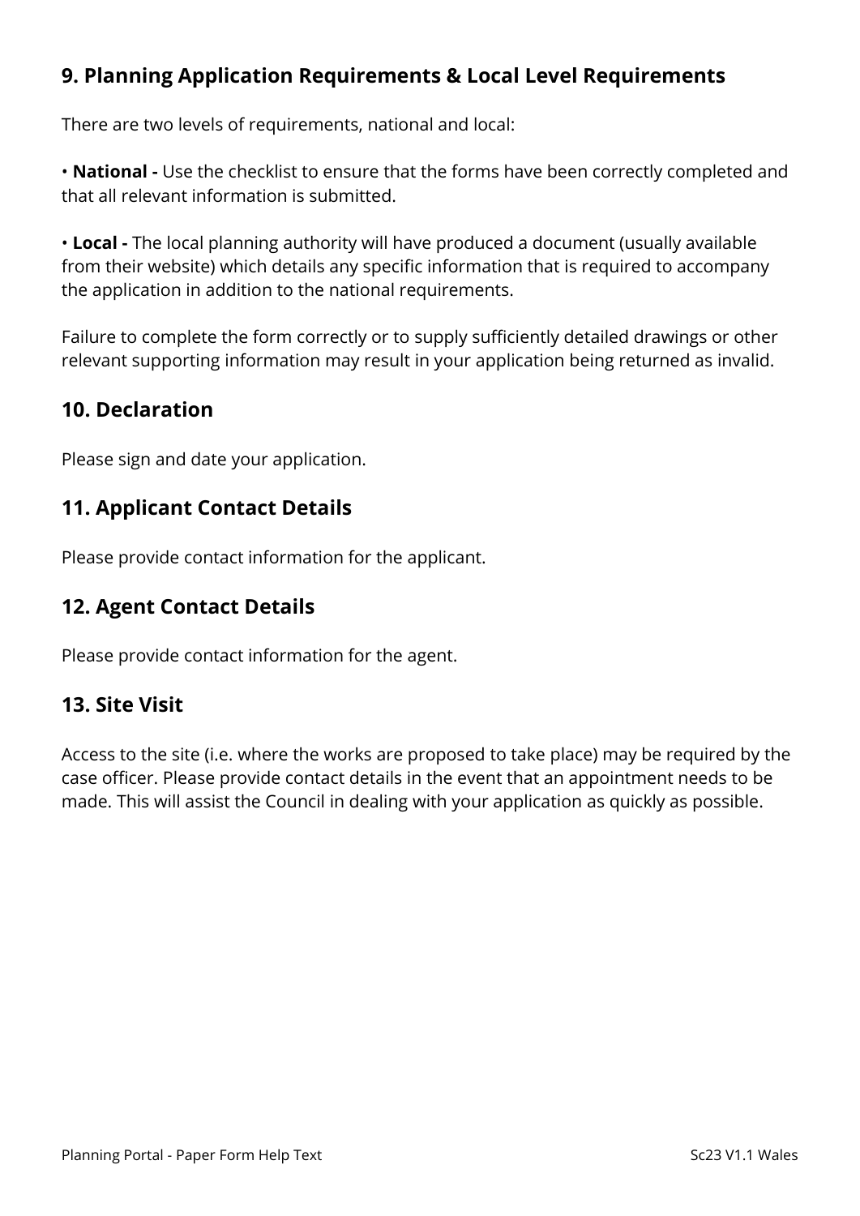## 9. Planning Application Requirements & Local Level Requirements

There are two levels of requirements, national and local:

• **National -** Use the checklist to ensure that the forms have been correctly completed and that all relevant information is submitted.

• **Local -** The local planning authority will have produced a document (usually available from their website) which details any specific information that is required to accompany the application in addition to the national requirements.

Failure to complete the form correctly or to supply sufficiently detailed drawings or other relevant supporting information may result in your application being returned as invalid.

## 10. Declaration

Please sign and date your application.

## 11. Applicant Contact Details

Please provide contact information for the applicant.

## 12. Agent Contact Details

Please provide contact information for the agent.

## 13. Site Visit

Access to the site (i.e. where the works are proposed to take place) may be required by the case officer. Please provide contact details in the event that an appointment needs to be made. This will assist the Council in dealing with your application as quickly as possible.